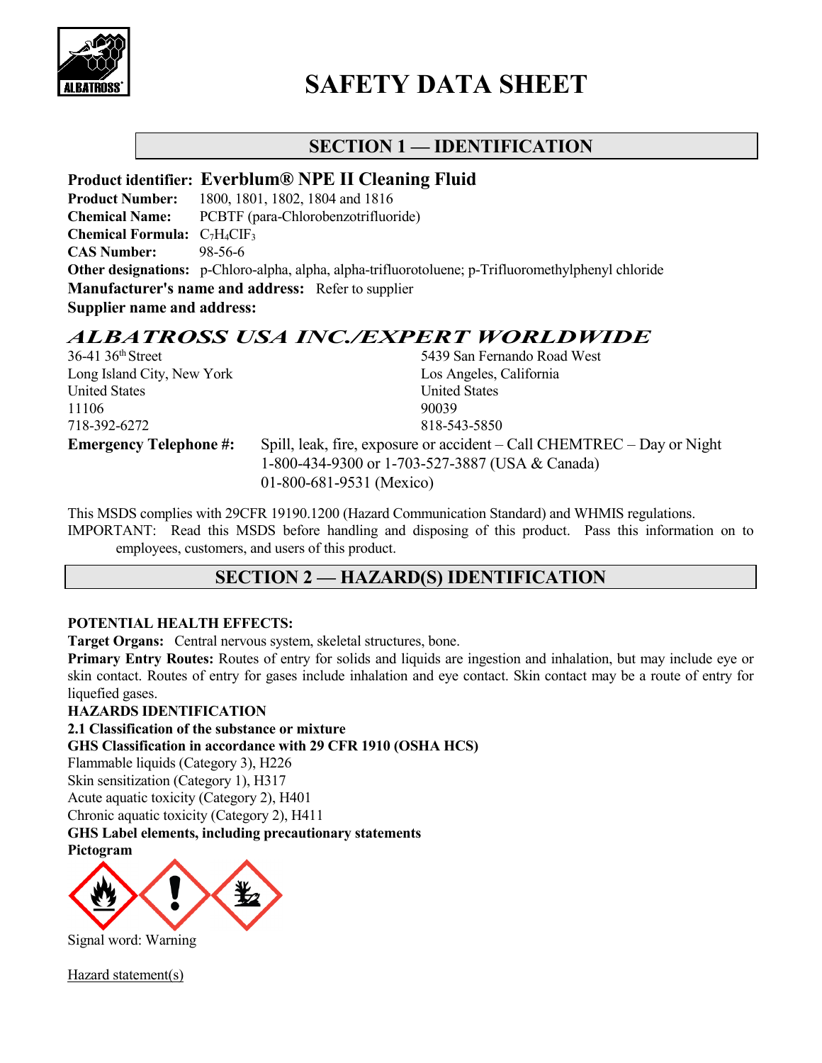# SAFETY DATA SHEET

## SECTION 1 — IDENTIFICATION

**Product identifier: Everblum® NPE II Cleaning Fluid**
**Product Number:** 1800, 1801, 1802, 1804 and 1816
**Chemical Name:** PCBTF (para-Chlorobenzotrifluoride)
**Chemical Formula:** $C_7H_4ClF_3$
**CAS Number:** 98-56-6
**Other designations:** p-Chloro-alpha, alpha, alpha-trifluorotoluene; p-Trifluoromethylphenyl chloride
**Manufacturer's name and address:** Refer to supplier
**Supplier name and address:**

*ALBATROSS USA INC./EXPERT WORLDWIDE*

36-41 36th Street
Long Island City, New York
United States
11106
718-392-6272

5439 San Fernando Road West
Los Angeles, California
United States
90039
818-543-5850

**Emergency Telephone #:** Spill, leak, fire, exposure or accident – Call CHEMTREC – Day or Night
1-800-434-9300 or 1-703-527-3887 (USA & Canada)
01-800-681-9531 (Mexico)

This MSDS complies with 29CFR 19190.1200 (Hazard Communication Standard) and WHMIS regulations.
IMPORTANT: Read this MSDS before handling and disposing of this product. Pass this information on to employees, customers, and users of this product.

## SECTION 2 — HAZARD(S) IDENTIFICATION

**POTENTIAL HEALTH EFFECTS:**
**Target Organs:** Central nervous system, skeletal structures, bone.
**Primary Entry Routes:** Routes of entry for solids and liquids are ingestion and inhalation, but may include eye or skin contact. Routes of entry for gases include inhalation and eye contact. Skin contact may be a route of entry for liquefied gases.
**HAZARDS IDENTIFICATION**
**2.1 Classification of the substance or mixture**
**GHS Classification in accordance with 29 CFR 1910 (OSHA HCS)**
Flammable liquids (Category 3), H226
Skin sensitization (Category 1), H317
Acute aquatic toxicity (Category 2), H401
Chronic aquatic toxicity (Category 2), H411
**GHS Label elements, including precautionary statements**
**Pictogram**

Signal word: Warning

Hazard statement(s)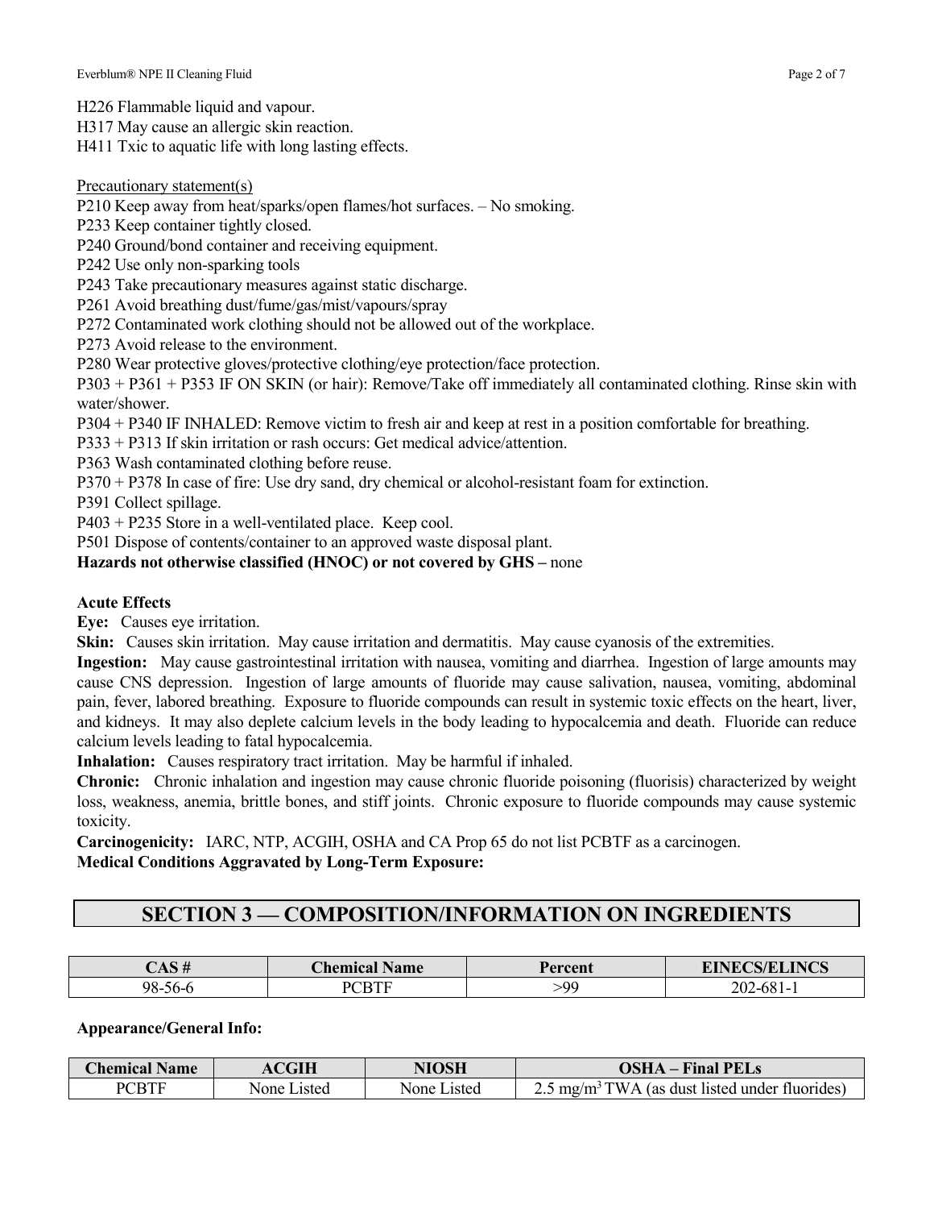H226 Flammable liquid and vapour.
H317 May cause an allergic skin reaction.
H411 Txic to aquatic life with long lasting effects.

Precautionary statement(s)

P210 Keep away from heat/sparks/open flames/hot surfaces. – No smoking.
P233 Keep container tightly closed.
P240 Ground/bond container and receiving equipment.
P242 Use only non-sparking tools
P243 Take precautionary measures against static discharge.
P261 Avoid breathing dust/fume/gas/mist/vapours/spray
P272 Contaminated work clothing should not be allowed out of the workplace.
P273 Avoid release to the environment.
P280 Wear protective gloves/protective clothing/eye protection/face protection.
P303 + P361 + P353 IF ON SKIN (or hair): Remove/Take off immediately all contaminated clothing. Rinse skin with water/shower.
P304 + P340 IF INHALED: Remove victim to fresh air and keep at rest in a position comfortable for breathing.
P333 + P313 If skin irritation or rash occurs: Get medical advice/attention.
P363 Wash contaminated clothing before reuse.
P370 + P378 In case of fire: Use dry sand, dry chemical or alcohol-resistant foam for extinction.
P391 Collect spillage.
P403 + P235 Store in a well-ventilated place. Keep cool.
P501 Dispose of contents/container to an approved waste disposal plant.

**Hazards not otherwise classified (HNOC) or not covered by GHS –** none

**Acute Effects**

**Eye:** Causes eye irritation.

**Skin:** Causes skin irritation. May cause irritation and dermatitis. May cause cyanosis of the extremities.

**Ingestion:** May cause gastrointestinal irritation with nausea, vomiting and diarrhea. Ingestion of large amounts may cause CNS depression. Ingestion of large amounts of fluoride may cause salivation, nausea, vomiting, abdominal pain, fever, labored breathing. Exposure to fluoride compounds can result in systemic toxic effects on the heart, liver, and kidneys. It may also deplete calcium levels in the body leading to hypocalcemia and death. Fluoride can reduce calcium levels leading to fatal hypocalcemia.

**Inhalation:** Causes respiratory tract irritation. May be harmful if inhaled.

**Chronic:** Chronic inhalation and ingestion may cause chronic fluoride poisoning (fluorisis) characterized by weight loss, weakness, anemia, brittle bones, and stiff joints. Chronic exposure to fluoride compounds may cause systemic toxicity.

**Carcinogenicity:** IARC, NTP, ACGIH, OSHA and CA Prop 65 do not list PCBTF as a carcinogen.

**Medical Conditions Aggravated by Long-Term Exposure:**

## SECTION 3 — COMPOSITION/INFORMATION ON INGREDIENTS

| CAS # | Chemical Name | Percent | EINECS/ELINCS |
|---|---|---|---|
| 98-56-6 | PCBTF | >99 | 202-681-1 |

**Appearance/General Info:**

| Chemical Name | ACGIH | NIOSH | OSHA – Final PELs |
|---|---|---|---|
| PCBTF | None Listed | None Listed | 2.5 $mg/m^3$ TWA (as dust listed under fluorides) |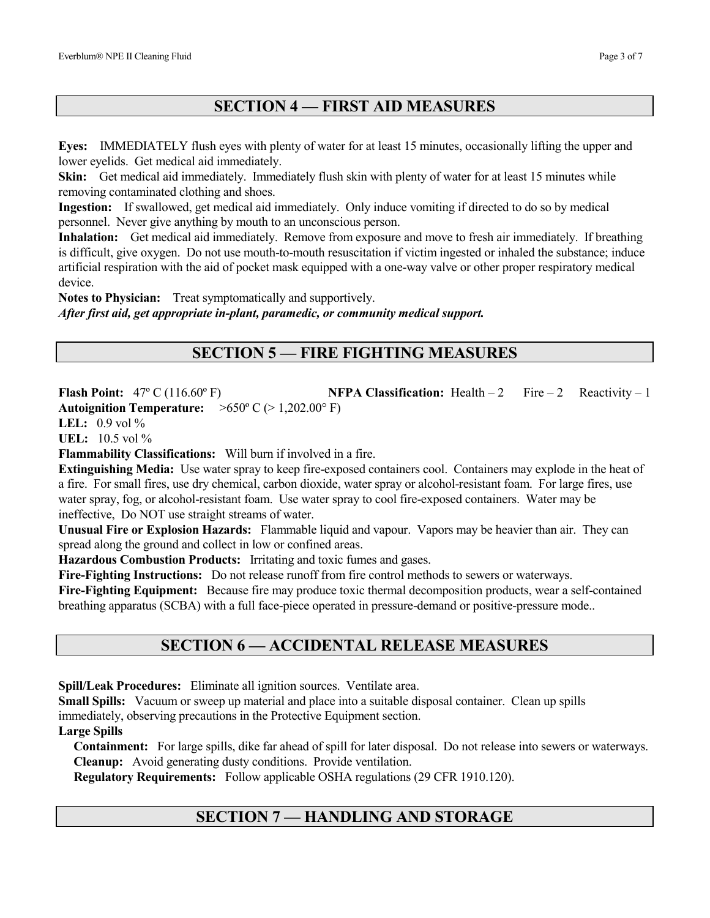## SECTION 4 — FIRST AID MEASURES

**Eyes:** IMMEDIATELY flush eyes with plenty of water for at least 15 minutes, occasionally lifting the upper and lower eyelids. Get medical aid immediately.
**Skin:** Get medical aid immediately. Immediately flush skin with plenty of water for at least 15 minutes while removing contaminated clothing and shoes.
**Ingestion:** If swallowed, get medical aid immediately. Only induce vomiting if directed to do so by medical personnel. Never give anything by mouth to an unconscious person.
**Inhalation:** Get medical aid immediately. Remove from exposure and move to fresh air immediately. If breathing is difficult, give oxygen. Do not use mouth-to-mouth resuscitation if victim ingested or inhaled the substance; induce artificial respiration with the aid of pocket mask equipped with a one-way valve or other proper respiratory medical device.
**Notes to Physician:** Treat symptomatically and supportively.
***After first aid, get appropriate in-plant, paramedic, or community medical support.***

## SECTION 5 — FIRE FIGHTING MEASURES

**Flash Point:** 47º C (116.60º F) **NFPA Classification:** Health – 2 Fire – 2 Reactivity – 1
**Autoignition Temperature:** >650º C (> 1,202.00° F)
**LEL:** 0.9 vol %
**UEL:** 10.5 vol %
**Flammability Classifications:** Will burn if involved in a fire.
**Extinguishing Media:** Use water spray to keep fire-exposed containers cool. Containers may explode in the heat of a fire. For small fires, use dry chemical, carbon dioxide, water spray or alcohol-resistant foam. For large fires, use water spray, fog, or alcohol-resistant foam. Use water spray to cool fire-exposed containers. Water may be ineffective, Do NOT use straight streams of water.
**Unusual Fire or Explosion Hazards:** Flammable liquid and vapour. Vapors may be heavier than air. They can spread along the ground and collect in low or confined areas.
**Hazardous Combustion Products:** Irritating and toxic fumes and gases.
**Fire-Fighting Instructions:** Do not release runoff from fire control methods to sewers or waterways.
**Fire-Fighting Equipment:** Because fire may produce toxic thermal decomposition products, wear a self-contained breathing apparatus (SCBA) with a full face-piece operated in pressure-demand or positive-pressure mode..

## SECTION 6 — ACCIDENTAL RELEASE MEASURES

**Spill/Leak Procedures:** Eliminate all ignition sources. Ventilate area.
**Small Spills:** Vacuum or sweep up material and place into a suitable disposal container. Clean up spills immediately, observing precautions in the Protective Equipment section.
**Large Spills**

**Containment:** For large spills, dike far ahead of spill for later disposal. Do not release into sewers or waterways.
**Cleanup:** Avoid generating dusty conditions. Provide ventilation.
**Regulatory Requirements:** Follow applicable OSHA regulations (29 CFR 1910.120).

## SECTION 7 — HANDLING AND STORAGE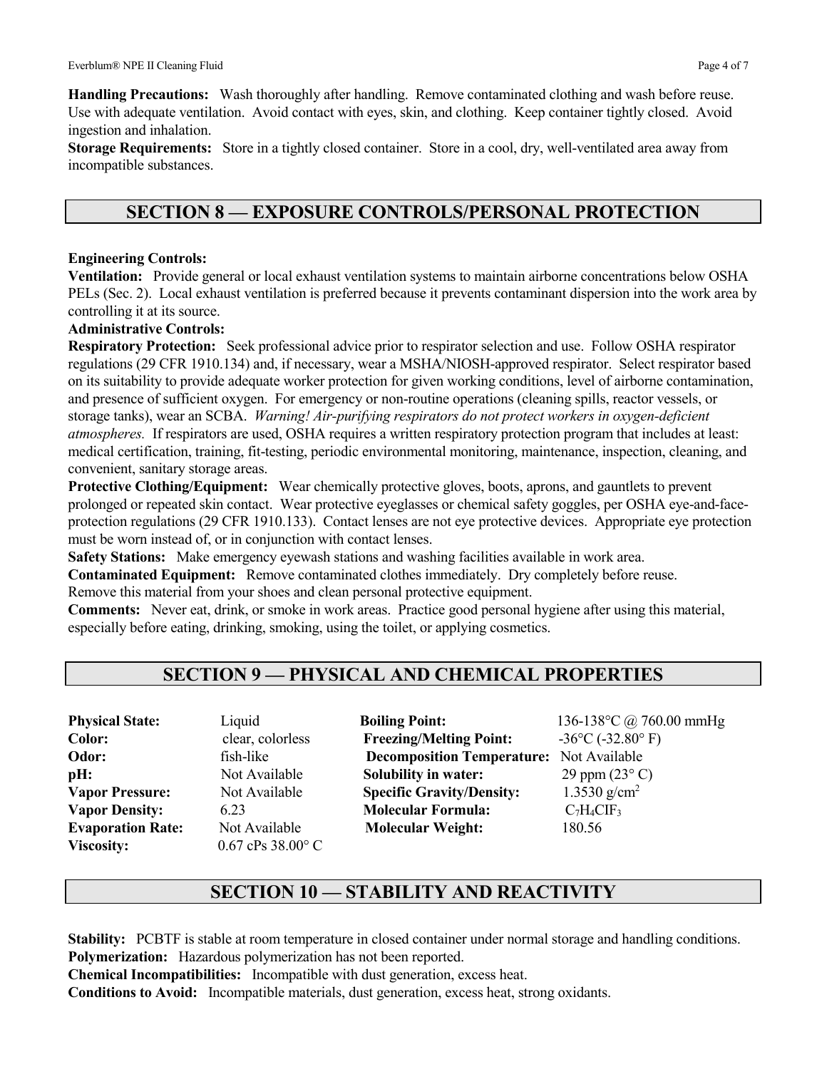**Handling Precautions:** Wash thoroughly after handling. Remove contaminated clothing and wash before reuse. Use with adequate ventilation. Avoid contact with eyes, skin, and clothing. Keep container tightly closed. Avoid ingestion and inhalation.

**Storage Requirements:** Store in a tightly closed container. Store in a cool, dry, well-ventilated area away from incompatible substances.

## SECTION 8 — EXPOSURE CONTROLS/PERSONAL PROTECTION

**Engineering Controls:**

**Ventilation:** Provide general or local exhaust ventilation systems to maintain airborne concentrations below OSHA PELs (Sec. 2). Local exhaust ventilation is preferred because it prevents contaminant dispersion into the work area by controlling it at its source.

**Administrative Controls:**

**Respiratory Protection:** Seek professional advice prior to respirator selection and use. Follow OSHA respirator regulations (29 CFR 1910.134) and, if necessary, wear a MSHA/NIOSH-approved respirator. Select respirator based on its suitability to provide adequate worker protection for given working conditions, level of airborne contamination, and presence of sufficient oxygen. For emergency or non-routine operations (cleaning spills, reactor vessels, or storage tanks), wear an SCBA. *Warning! Air-purifying respirators do not protect workers in oxygen-deficient atmospheres.* If respirators are used, OSHA requires a written respiratory protection program that includes at least: medical certification, training, fit-testing, periodic environmental monitoring, maintenance, inspection, cleaning, and convenient, sanitary storage areas.

**Protective Clothing/Equipment:** Wear chemically protective gloves, boots, aprons, and gauntlets to prevent prolonged or repeated skin contact. Wear protective eyeglasses or chemical safety goggles, per OSHA eye-and-face-protection regulations (29 CFR 1910.133). Contact lenses are not eye protective devices. Appropriate eye protection must be worn instead of, or in conjunction with contact lenses.

**Safety Stations:** Make emergency eyewash stations and washing facilities available in work area.

**Contaminated Equipment:** Remove contaminated clothes immediately. Dry completely before reuse. Remove this material from your shoes and clean personal protective equipment.

**Comments:** Never eat, drink, or smoke in work areas. Practice good personal hygiene after using this material, especially before eating, drinking, smoking, using the toilet, or applying cosmetics.

## SECTION 9 — PHYSICAL AND CHEMICAL PROPERTIES

| | | | |
|---|---|---|---|
| **Physical State:** | Liquid | **Boiling Point:** | 136-138°C @ 760.00 mmHg |
| **Color:** | clear, colorless | **Freezing/Melting Point:** | -36°C (-32.80° F) |
| **Odor:** | fish-like | **Decomposition Temperature:** | Not Available |
| **pH:** | Not Available | **Solubility in water:** | 29 ppm (23° C) |
| **Vapor Pressure:** | Not Available | **Specific Gravity/Density:** | 1.3530 g/cm$^2$ |
| **Vapor Density:** | 6.23 | **Molecular Formula:** | $C_7H_4ClF_3$ |
| **Evaporation Rate:** | Not Available | **Molecular Weight:** | 180.56 |
| **Viscosity:** | 0.67 cPs 38.00° C | | |

## SECTION 10 — STABILITY AND REACTIVITY

**Stability:** PCBTF is stable at room temperature in closed container under normal storage and handling conditions.

**Polymerization:** Hazardous polymerization has not been reported.

**Chemical Incompatibilities:** Incompatible with dust generation, excess heat.

**Conditions to Avoid:** Incompatible materials, dust generation, excess heat, strong oxidants.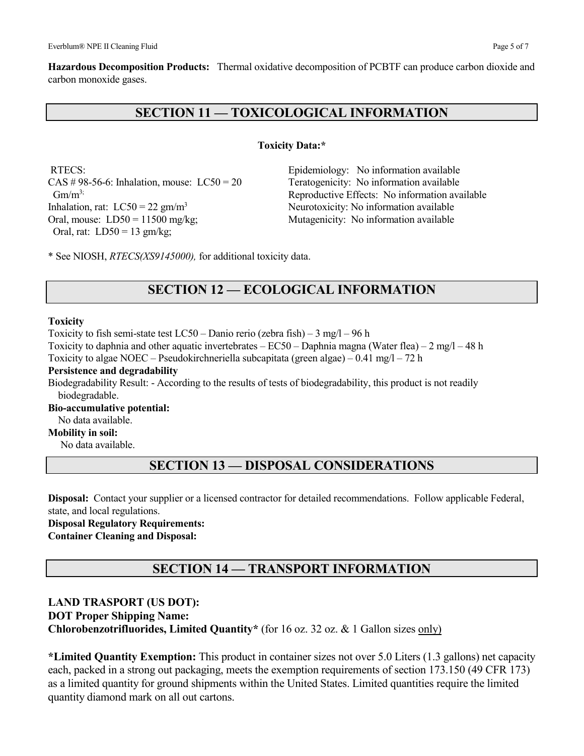**Hazardous Decomposition Products:** Thermal oxidative decomposition of PCBTF can produce carbon dioxide and carbon monoxide gases.

## SECTION 11 — TOXICOLOGICAL INFORMATION

**Toxicity Data:***

RTECS:
CAS # 98-56-6: Inhalation, mouse: LC50 = 20 $Gm/m^3$;
Inhalation, rat: LC50 = 22 $gm/m^3$
Oral, mouse: LD50 = 11500 mg/kg;
Oral, rat: LD50 = 13 gm/kg;

Epidemiology: No information available
Teratogenicity: No information available
Reproductive Effects: No information available
Neurotoxicity: No information available
Mutagenicity: No information available

* See NIOSH, *RTECS(XS9145000),* for additional toxicity data.

## SECTION 12 — ECOLOGICAL INFORMATION

**Toxicity**

Toxicity to fish semi-state test LC50 – Danio rerio (zebra fish) – 3 mg/l – 96 h
Toxicity to daphnia and other aquatic invertebrates – EC50 – Daphnia magna (Water flea) – 2 mg/l – 48 h
Toxicity to algae NOEC – Pseudokirchneriella subcapitata (green algae) – 0.41 mg/l – 72 h

**Persistence and degradability**

Biodegradability Result: - According to the results of tests of biodegradability, this product is not readily biodegradable.

**Bio-accumulative potential:**

No data available.

**Mobility in soil:**

No data available.

## SECTION 13 — DISPOSAL CONSIDERATIONS

**Disposal:** Contact your supplier or a licensed contractor for detailed recommendations. Follow applicable Federal, state, and local regulations.

**Disposal Regulatory Requirements:**

**Container Cleaning and Disposal:**

## SECTION 14 — TRANSPORT INFORMATION

**LAND TRASPORT (US DOT):**

**DOT Proper Shipping Name:**

**Chlorobenzotrifluorides, Limited Quantity*** (for 16 oz. 32 oz. & 1 Gallon sizes only)

***Limited Quantity Exemption:** This product in container sizes not over 5.0 Liters (1.3 gallons) net capacity each, packed in a strong out packaging, meets the exemption requirements of section 173.150 (49 CFR 173) as a limited quantity for ground shipments within the United States. Limited quantities require the limited quantity diamond mark on all out cartons.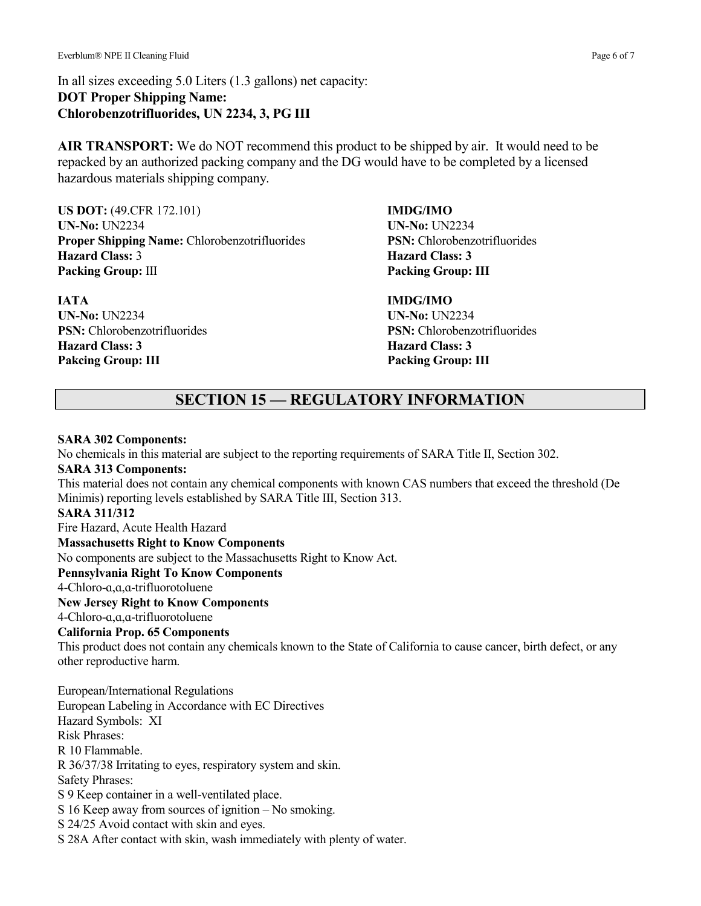In all sizes exceeding 5.0 Liters (1.3 gallons) net capacity:
**DOT Proper Shipping Name:**
**Chlorobenzotrifluorides, UN 2234, 3, PG III**

**AIR TRANSPORT:** We do NOT recommend this product to be shipped by air. It would need to be repacked by an authorized packing company and the DG would have to be completed by a licensed hazardous materials shipping company.

**US DOT:** (49.CFR 172.101)
**UN-No:** UN2234
**Proper Shipping Name:** Chlorobenzotrifluorides
**Hazard Class:** 3
**Packing Group:** III

**IMDG/IMO**
**UN-No:** UN2234
**PSN:** Chlorobenzotrifluorides
**Hazard Class: 3**
**Packing Group: III**

**IATA**
**UN-No:** UN2234
**PSN:** Chlorobenzotrifluorides
**Hazard Class: 3**
**Pakcing Group: III**

**IMDG/IMO**
**UN-No:** UN2234
**PSN:** Chlorobenzotrifluorides
**Hazard Class: 3**
**Packing Group: III**

## SECTION 15 — REGULATORY INFORMATION

**SARA 302 Components:**
No chemicals in this material are subject to the reporting requirements of SARA Title II, Section 302.

**SARA 313 Components:**
This material does not contain any chemical components with known CAS numbers that exceed the threshold (De Minimis) reporting levels established by SARA Title III, Section 313.

**SARA 311/312**
Fire Hazard, Acute Health Hazard

**Massachusetts Right to Know Components**
No components are subject to the Massachusetts Right to Know Act.

**Pennsylvania Right To Know Components**
4-Chloro-ɑ,ɑ,ɑ-trifluorotoluene

**New Jersey Right to Know Components**
4-Chloro-ɑ,ɑ,ɑ-trifluorotoluene

**California Prop. 65 Components**
This product does not contain any chemicals known to the State of California to cause cancer, birth defect, or any other reproductive harm.

European/International Regulations
European Labeling in Accordance with EC Directives
Hazard Symbols: XI
Risk Phrases:
R 10 Flammable.
R 36/37/38 Irritating to eyes, respiratory system and skin.
Safety Phrases:
S 9 Keep container in a well-ventilated place.
S 16 Keep away from sources of ignition – No smoking.
S 24/25 Avoid contact with skin and eyes.
S 28A After contact with skin, wash immediately with plenty of water.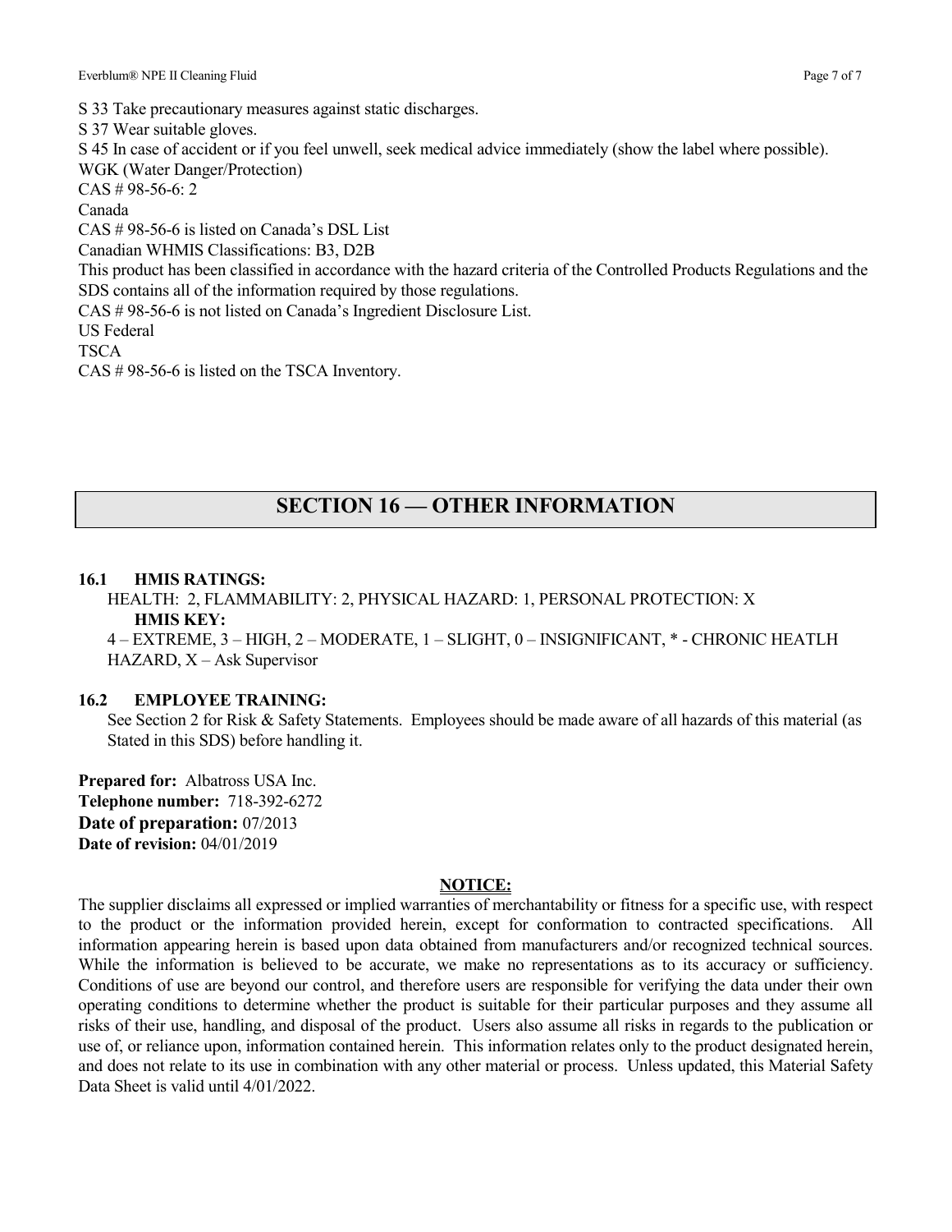S 33 Take precautionary measures against static discharges.
S 37 Wear suitable gloves.
S 45 In case of accident or if you feel unwell, seek medical advice immediately (show the label where possible).
WGK (Water Danger/Protection)
CAS # 98-56-6: 2
Canada
CAS # 98-56-6 is listed on Canada's DSL List
Canadian WHMIS Classifications: B3, D2B
This product has been classified in accordance with the hazard criteria of the Controlled Products Regulations and the SDS contains all of the information required by those regulations.
CAS # 98-56-6 is not listed on Canada's Ingredient Disclosure List.
US Federal
TSCA
CAS # 98-56-6 is listed on the TSCA Inventory.

## SECTION 16 — OTHER INFORMATION

**16.1 HMIS RATINGS:**

HEALTH: 2, FLAMMABILITY: 2, PHYSICAL HAZARD: 1, PERSONAL PROTECTION: X

**HMIS KEY:**

4 – EXTREME, 3 – HIGH, 2 – MODERATE, 1 – SLIGHT, 0 – INSIGNIFICANT, * - CHRONIC HEATLH HAZARD, X – Ask Supervisor

**16.2 EMPLOYEE TRAINING:**

See Section 2 for Risk & Safety Statements. Employees should be made aware of all hazards of this material (as Stated in this SDS) before handling it.

**Prepared for:** Albatross USA Inc.
**Telephone number:** 718-392-6272
**Date of preparation:** 07/2013
**Date of revision:** 04/01/2019

**NOTICE:**

The supplier disclaims all expressed or implied warranties of merchantability or fitness for a specific use, with respect to the product or the information provided herein, except for conformation to contracted specifications. All information appearing herein is based upon data obtained from manufacturers and/or recognized technical sources. While the information is believed to be accurate, we make no representations as to its accuracy or sufficiency. Conditions of use are beyond our control, and therefore users are responsible for verifying the data under their own operating conditions to determine whether the product is suitable for their particular purposes and they assume all risks of their use, handling, and disposal of the product. Users also assume all risks in regards to the publication or use of, or reliance upon, information contained herein. This information relates only to the product designated herein, and does not relate to its use in combination with any other material or process. Unless updated, this Material Safety Data Sheet is valid until 4/01/2022.